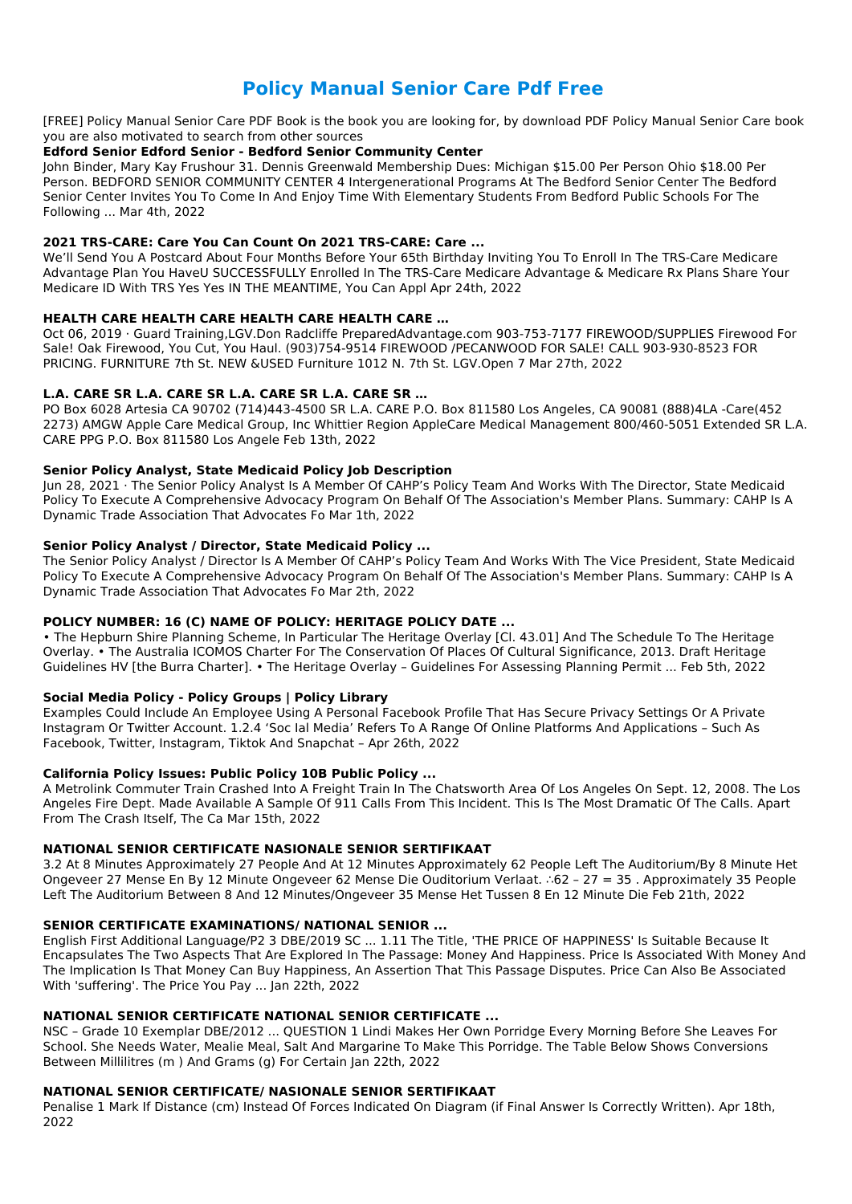# Policy Manual Senior Care Pdf Free

[FREE] Policy Manual Senior Care PDF Book is the book you are looking for, by download PDF Policy Manual Senior Care book you are also motivated to search from other sources

### Edford Senior Edford Senior - Bedford Senior Community Center

John Binder, Mary Kay Frushour 31. Dennis Greenwald Membership Dues: Michigan $15.00 Per Person Ohio $18.00 Per Person. BEDFORD SENIOR COMMUNITY CENTER 4 Intergenerational Programs At The Bedford Senior Center The Bedford Senior Center Invites You To Come In And Enjoy Time With Elementary Students From Bedford Public Schools For The Following ... Mar 4th, 2022

### 2021 TRS-CARE: Care You Can Count On 2021 TRS-CARE: Care ...

We'll Send You A Postcard About Four Months Before Your 65th Birthday Inviting You To Enroll In The TRS-Care Medicare Advantage Plan You HaveU SUCCESSFULLY Enrolled In The TRS-Care Medicare Advantage & Medicare Rx Plans Share Your Medicare ID With TRS Yes Yes IN THE MEANTIME, You Can Appl Apr 24th, 2022

### HEALTH CARE HEALTH CARE HEALTH CARE HEALTH CARE …

Oct 06, 2019 · Guard Training,LGV.Don Radcliffe PreparedAdvantage.com 903-753-7177 FIREWOOD/SUPPLIES Firewood For Sale! Oak Firewood, You Cut, You Haul. (903)754-9514 FIREWOOD /PECANWOOD FOR SALE! CALL 903-930-8523 FOR PRICING. FURNITURE 7th St. NEW &USED Furniture 1012 N. 7th St. LGV.Open 7 Mar 27th, 2022

### L.A. CARE SR L.A. CARE SR L.A. CARE SR L.A. CARE SR …

PO Box 6028 Artesia CA 90702 (714)443-4500 SR L.A. CARE P.O. Box 811580 Los Angeles, CA 90081 (888)4LA -Care(452 2273) AMGW Apple Care Medical Group, Inc Whittier Region AppleCare Medical Management 800/460-5051 Extended SR L.A. CARE PPG P.O. Box 811580 Los Angele Feb 13th, 2022

### Senior Policy Analyst, State Medicaid Policy Job Description

Jun 28, 2021 · The Senior Policy Analyst Is A Member Of CAHP's Policy Team And Works With The Director, State Medicaid Policy To Execute A Comprehensive Advocacy Program On Behalf Of The Association's Member Plans. Summary: CAHP Is A Dynamic Trade Association That Advocates Fo Mar 1th, 2022

### Senior Policy Analyst / Director, State Medicaid Policy ...

The Senior Policy Analyst / Director Is A Member Of CAHP's Policy Team And Works With The Vice President, State Medicaid Policy To Execute A Comprehensive Advocacy Program On Behalf Of The Association's Member Plans. Summary: CAHP Is A Dynamic Trade Association That Advocates Fo Mar 2th, 2022

### POLICY NUMBER: 16 (C) NAME OF POLICY: HERITAGE POLICY DATE ...

• The Hepburn Shire Planning Scheme, In Particular The Heritage Overlay [Cl. 43.01] And The Schedule To The Heritage Overlay. • The Australia ICOMOS Charter For The Conservation Of Places Of Cultural Significance, 2013. Draft Heritage Guidelines HV [the Burra Charter]. • The Heritage Overlay – Guidelines For Assessing Planning Permit ... Feb 5th, 2022

### Social Media Policy - Policy Groups | Policy Library

Examples Could Include An Employee Using A Personal Facebook Profile That Has Secure Privacy Settings Or A Private Instagram Or Twitter Account. 1.2.4 'Soc Ial Media' Refers To A Range Of Online Platforms And Applications – Such As Facebook, Twitter, Instagram, Tiktok And Snapchat – Apr 26th, 2022

### California Policy Issues: Public Policy 10B Public Policy ...

A Metrolink Commuter Train Crashed Into A Freight Train In The Chatsworth Area Of Los Angeles On Sept. 12, 2008. The Los Angeles Fire Dept. Made Available A Sample Of 911 Calls From This Incident. This Is The Most Dramatic Of The Calls. Apart From The Crash Itself, The Ca Mar 15th, 2022

### NATIONAL SENIOR CERTIFICATE NASIONALE SENIOR SERTIFIKAAT

3.2 At 8 Minutes Approximately 27 People And At 12 Minutes Approximately 62 People Left The Auditorium/By 8 Minute Het Ongeveer 27 Mense En By 12 Minute Ongeveer 62 Mense Die Ouditorium Verlaat. ∴62 – 27 = 35 . Approximately 35 People Left The Auditorium Between 8 And 12 Minutes/Ongeveer 35 Mense Het Tussen 8 En 12 Minute Die Feb 21th, 2022

### SENIOR CERTIFICATE EXAMINATIONS/ NATIONAL SENIOR ...

English First Additional Language/P2 3 DBE/2019 SC ... 1.11 The Title, 'THE PRICE OF HAPPINESS' Is Suitable Because It Encapsulates The Two Aspects That Are Explored In The Passage: Money And Happiness. Price Is Associated With Money And The Implication Is That Money Can Buy Happiness, An Assertion That This Passage Disputes. Price Can Also Be Associated With 'suffering'. The Price You Pay ... Jan 22th, 2022

### NATIONAL SENIOR CERTIFICATE NATIONAL SENIOR CERTIFICATE ...

NSC – Grade 10 Exemplar DBE/2012 ... QUESTION 1 Lindi Makes Her Own Porridge Every Morning Before She Leaves For School. She Needs Water, Mealie Meal, Salt And Margarine To Make This Porridge. The Table Below Shows Conversions Between Millilitres (m ) And Grams (g) For Certain Jan 22th, 2022

### NATIONAL SENIOR CERTIFICATE/ NASIONALE SENIOR SERTIFIKAAT

Penalise 1 Mark If Distance (cm) Instead Of Forces Indicated On Diagram (if Final Answer Is Correctly Written). Apr 18th, 2022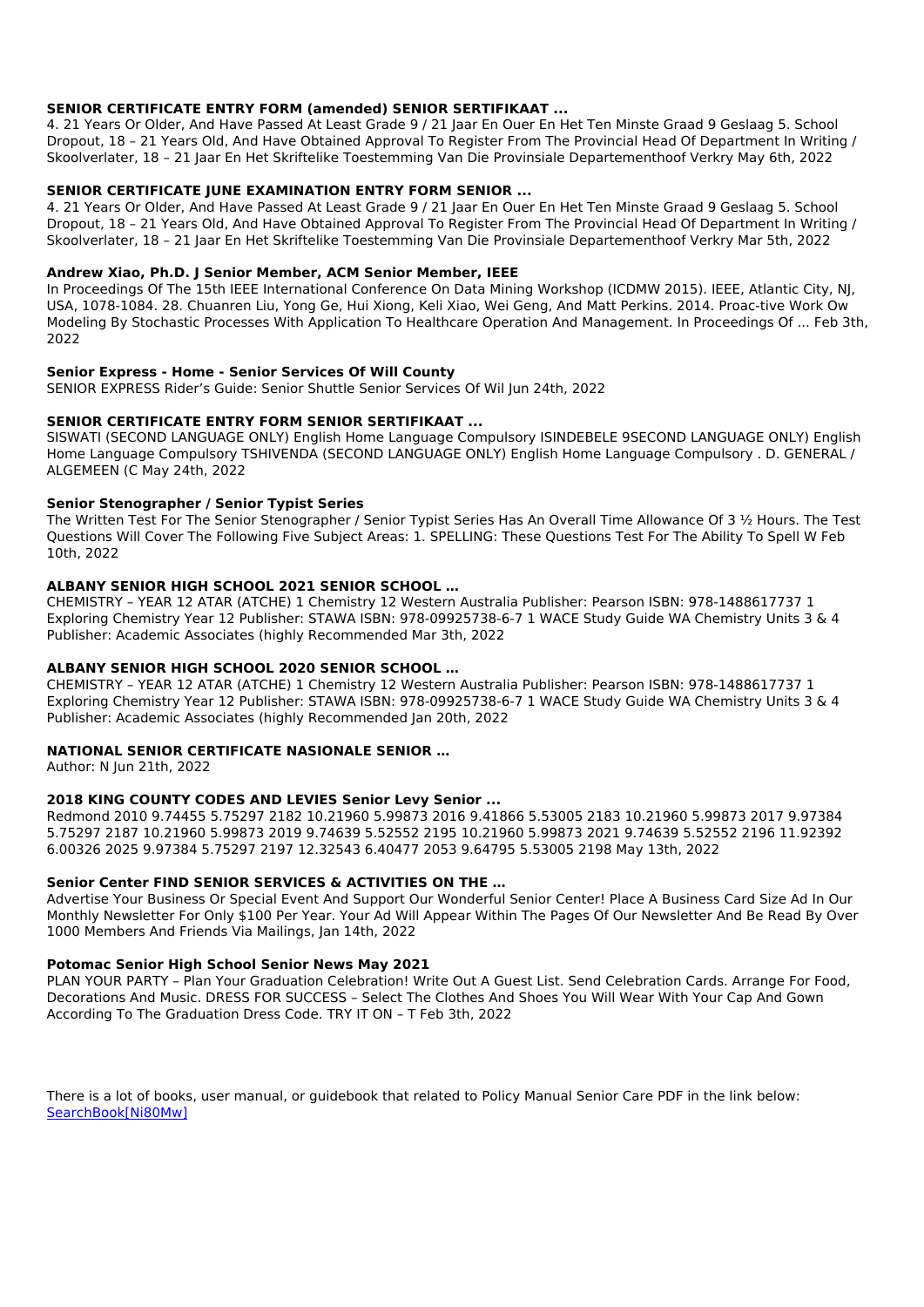**SENIOR CERTIFICATE ENTRY FORM (amended) SENIOR SERTIFIKAAT ...**

4. 21 Years Or Older, And Have Passed At Least Grade 9 / 21 Jaar En Ouer En Het Ten Minste Graad 9 Geslaag 5. School Dropout, 18 – 21 Years Old, And Have Obtained Approval To Register From The Provincial Head Of Department In Writing / Skoolverlater, 18 – 21 Jaar En Het Skriftelike Toestemming Van Die Provinsiale Departementhoof Verkry May 6th, 2022

**SENIOR CERTIFICATE JUNE EXAMINATION ENTRY FORM SENIOR ...**

4. 21 Years Or Older, And Have Passed At Least Grade 9 / 21 Jaar En Ouer En Het Ten Minste Graad 9 Geslaag 5. School Dropout, 18 – 21 Years Old, And Have Obtained Approval To Register From The Provincial Head Of Department In Writing / Skoolverlater, 18 – 21 Jaar En Het Skriftelike Toestemming Van Die Provinsiale Departementhoof Verkry Mar 5th, 2022

**Andrew Xiao, Ph.D. J Senior Member, ACM Senior Member, IEEE**

In Proceedings Of The 15th IEEE International Conference On Data Mining Workshop (ICDMW 2015). IEEE, Atlantic City, NJ, USA, 1078-1084. 28. Chuanren Liu, Yong Ge, Hui Xiong, Keli Xiao, Wei Geng, And Matt Perkins. 2014. Proac-tive Work Ow Modeling By Stochastic Processes With Application To Healthcare Operation And Management. In Proceedings Of ... Feb 3th, 2022

**Senior Express - Home - Senior Services Of Will County**

SENIOR EXPRESS Rider's Guide: Senior Shuttle Senior Services Of Wil Jun 24th, 2022

**SENIOR CERTIFICATE ENTRY FORM SENIOR SERTIFIKAAT ...**

SISWATI (SECOND LANGUAGE ONLY) English Home Language Compulsory ISINDEBELE 9SECOND LANGUAGE ONLY) English Home Language Compulsory TSHIVENDA (SECOND LANGUAGE ONLY) English Home Language Compulsory . D. GENERAL / ALGEMEEN (C May 24th, 2022

**Senior Stenographer / Senior Typist Series**

The Written Test For The Senior Stenographer / Senior Typist Series Has An Overall Time Allowance Of 3 ½ Hours. The Test Questions Will Cover The Following Five Subject Areas: 1. SPELLING: These Questions Test For The Ability To Spell W Feb 10th, 2022

**ALBANY SENIOR HIGH SCHOOL 2021 SENIOR SCHOOL …**

CHEMISTRY – YEAR 12 ATAR (ATCHE) 1 Chemistry 12 Western Australia Publisher: Pearson ISBN: 978-1488617737 1 Exploring Chemistry Year 12 Publisher: STAWA ISBN: 978-09925738-6-7 1 WACE Study Guide WA Chemistry Units 3 & 4 Publisher: Academic Associates (highly Recommended Mar 3th, 2022

**ALBANY SENIOR HIGH SCHOOL 2020 SENIOR SCHOOL …**

CHEMISTRY – YEAR 12 ATAR (ATCHE) 1 Chemistry 12 Western Australia Publisher: Pearson ISBN: 978-1488617737 1 Exploring Chemistry Year 12 Publisher: STAWA ISBN: 978-09925738-6-7 1 WACE Study Guide WA Chemistry Units 3 & 4 Publisher: Academic Associates (highly Recommended Jan 20th, 2022

**NATIONAL SENIOR CERTIFICATE NASIONALE SENIOR …**

Author: N Jun 21th, 2022

**2018 KING COUNTY CODES AND LEVIES Senior Levy Senior ...**

Redmond 2010 9.74455 5.75297 2182 10.21960 5.99873 2016 9.41866 5.53005 2183 10.21960 5.99873 2017 9.97384 5.75297 2187 10.21960 5.99873 2019 9.74639 5.52552 2195 10.21960 5.99873 2021 9.74639 5.52552 2196 11.92392 6.00326 2025 9.97384 5.75297 2197 12.32543 6.40477 2053 9.64795 5.53005 2198 May 13th, 2022

**Senior Center FIND SENIOR SERVICES & ACTIVITIES ON THE …**

Advertise Your Business Or Special Event And Support Our Wonderful Senior Center! Place A Business Card Size Ad In Our Monthly Newsletter For Only $100 Per Year. Your Ad Will Appear Within The Pages Of Our Newsletter And Be Read By Over 1000 Members And Friends Via Mailings, Jan 14th, 2022

**Potomac Senior High School Senior News May 2021**

PLAN YOUR PARTY – Plan Your Graduation Celebration! Write Out A Guest List. Send Celebration Cards. Arrange For Food, Decorations And Music. DRESS FOR SUCCESS – Select The Clothes And Shoes You Will Wear With Your Cap And Gown According To The Graduation Dress Code. TRY IT ON – T Feb 3th, 2022

There is a lot of books, user manual, or guidebook that related to Policy Manual Senior Care PDF in the link below:
SearchBook[Ni80Mw]